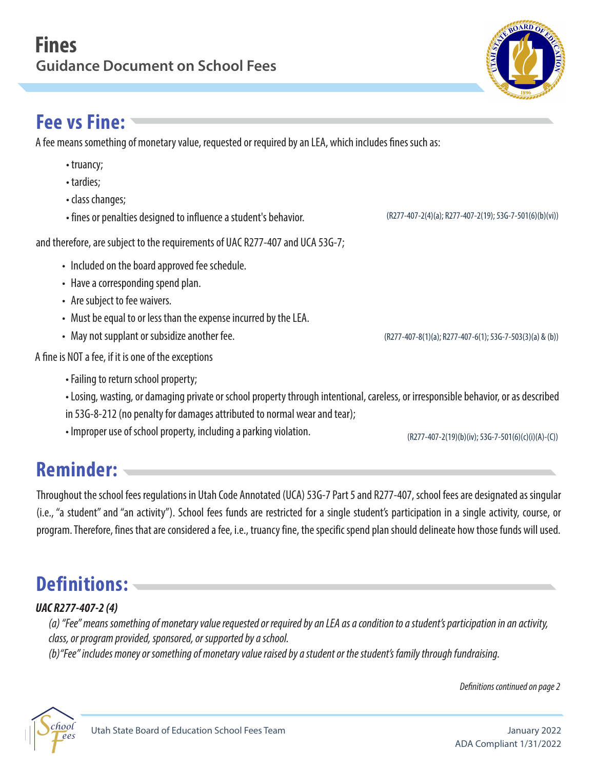# Fines

## Guidance Document on School Fees

## Fee vs Fine:

A fee means something of monetary value, requested or required by an LEA, which includes fines such as:

- truancy;
- tardies;
- class changes;
- fines or penalties designed to influence a student's behavior.

(R277-407-2(4)(a); R277-407-2(19); 53G-7-501(6)(b)(vi))

and therefore, are subject to the requirements of UAC R277-407 and UCA 53G-7;

- Included on the board approved fee schedule.
- Have a corresponding spend plan.
- Are subject to fee waivers.
- Must be equal to or less than the expense incurred by the LEA.
- May not supplant or subsidize another fee.

(R277-407-8(1)(a); R277-407-6(1); 53G-7-503(3)(a) & (b))

A fine is NOT a fee, if it is one of the exceptions

- Failing to return school property;
- Losing, wasting, or damaging private or school property through intentional, careless, or irresponsible behavior, or as described in 53G-8-212 (no penalty for damages attributed to normal wear and tear);
- Improper use of school property, including a parking violation.

(R277-407-2(19)(b)(iv); 53G-7-501(6)(c)(i)(A)-(C))

## Reminder:

Throughout the school fees regulations in Utah Code Annotated (UCA) 53G-7 Part 5 and R277-407, school fees are designated as singular (i.e., "a student" and "an activity"). School fees funds are restricted for a single student's participation in a single activity, course, or program. Therefore, fines that are considered a fee, i.e., truancy fine, the specific spend plan should delineate how those funds will used.

## Definitions:

***UAC R277-407-2 (4)***

*(a) "Fee" means something of monetary value requested or required by an LEA as a condition to a student's participation in an activity, class, or program provided, sponsored, or supported by a school.*

*(b)"Fee" includes money or something of monetary value raised by a student or the student's family through fundraising.*

*Definitions continued on page 2*

Utah State Board of Education School Fees Team

January 2022

ADA Compliant 1/31/2022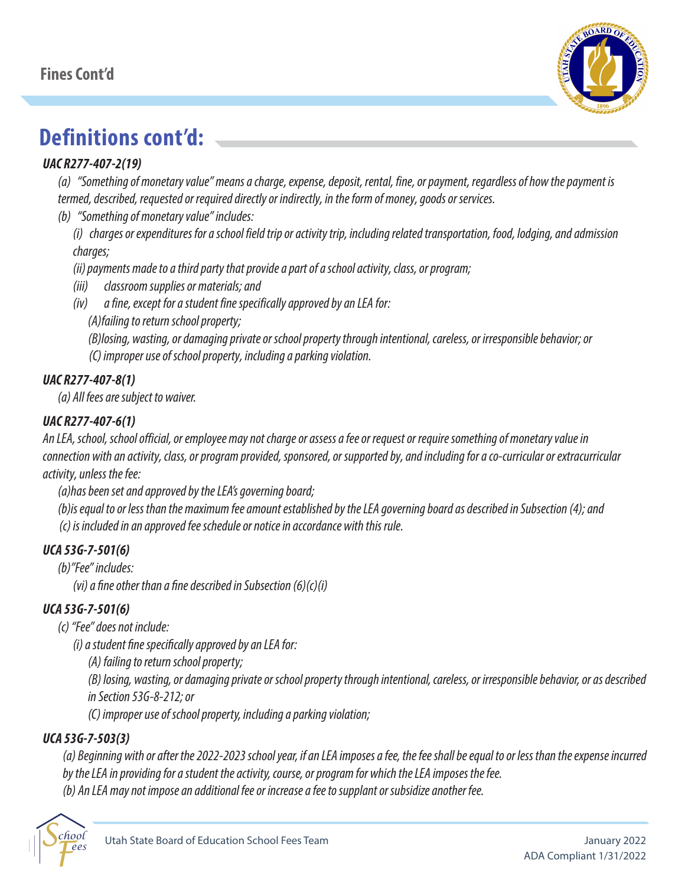## Fines Cont'd

# Definitions cont'd:

***UAC R277-407-2(19)***

*(a) "Something of monetary value" means a charge, expense, deposit, rental, fine, or payment, regardless of how the payment is termed, described, requested or required directly or indirectly, in the form of money, goods or services.*

*(b) "Something of monetary value" includes:*

*(i) charges or expenditures for a school field trip or activity trip, including related transportation, food, lodging, and admission charges;*

*(ii) payments made to a third party that provide a part of a school activity, class, or program;*

*(iii) classroom supplies or materials; and*

*(iv) a fine, except for a student fine specifically approved by an LEA for:*

*(A) failing to return school property;*

*(B) losing, wasting, or damaging private or school property through intentional, careless, or irresponsible behavior; or*

*(C) improper use of school property, including a parking violation.*

***UAC R277-407-8(1)***

*(a) All fees are subject to waiver.*

***UAC R277-407-6(1)***

*An LEA, school, school official, or employee may not charge or assess a fee or request or require something of monetary value in connection with an activity, class, or program provided, sponsored, or supported by, and including for a co-curricular or extracurricular activity, unless the fee:*

*(a) has been set and approved by the LEA's governing board;*

*(b) is equal to or less than the maximum fee amount established by the LEA governing board as described in Subsection (4); and*

*(c) is included in an approved fee schedule or notice in accordance with this rule.*

***UCA 53G-7-501(6)***

*(b) "Fee" includes:*

*(vi) a fine other than a fine described in Subsection (6)(c)(i)*

***UCA 53G-7-501(6)***

*(c) "Fee" does not include:*

*(i) a student fine specifically approved by an LEA for:*

*(A) failing to return school property;*

*(B) losing, wasting, or damaging private or school property through intentional, careless, or irresponsible behavior, or as described in Section 53G-8-212; or*

*(C) improper use of school property, including a parking violation;*

***UCA 53G-7-503(3)***

*(a) Beginning with or after the 2022-2023 school year, if an LEA imposes a fee, the fee shall be equal to or less than the expense incurred by the LEA in providing for a student the activity, course, or program for which the LEA imposes the fee.*

*(b) An LEA may not impose an additional fee or increase a fee to supplant or subsidize another fee.*

Utah State Board of Education School Fees Team

January 2022

ADA Compliant 1/31/2022